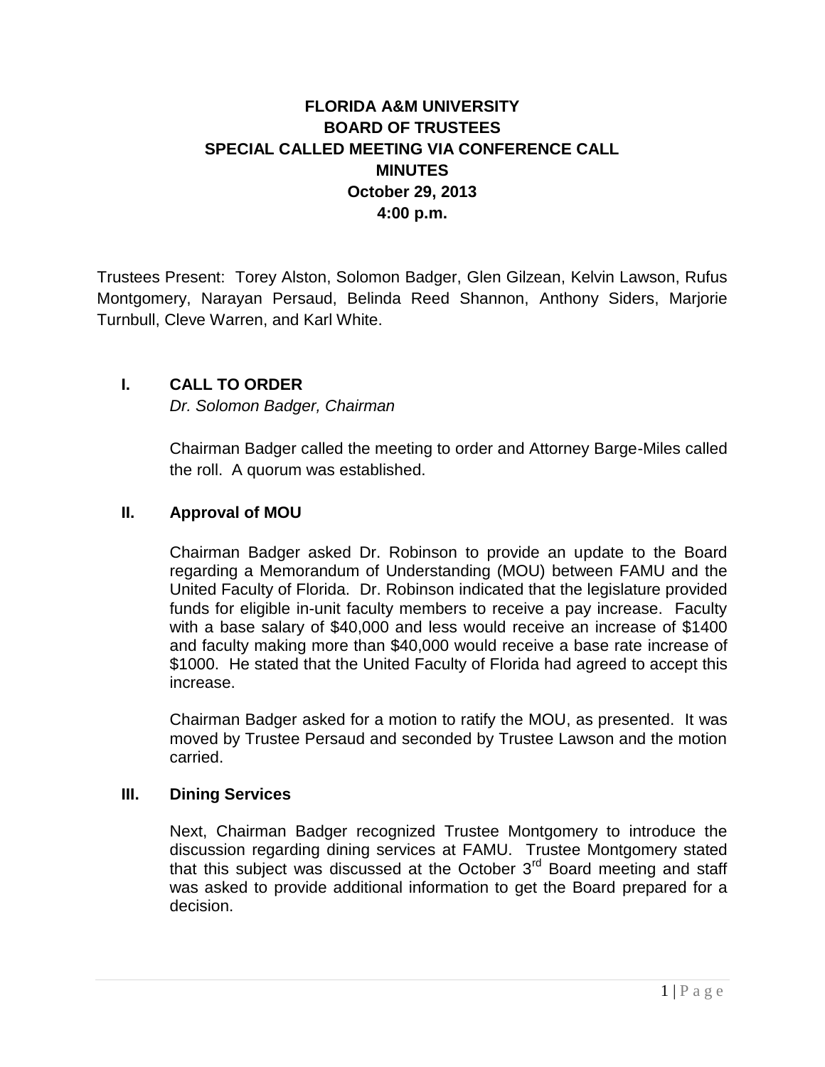# FLORIDA A&M UNIVERSITY
# BOARD OF TRUSTEES
# SPECIAL CALLED MEETING VIA CONFERENCE CALL
# MINUTES
# October 29, 2013
# 4:00 p.m.

Trustees Present: Torey Alston, Solomon Badger, Glen Gilzean, Kelvin Lawson, Rufus Montgomery, Narayan Persaud, Belinda Reed Shannon, Anthony Siders, Marjorie Turnbull, Cleve Warren, and Karl White.

## I. CALL TO ORDER

*Dr. Solomon Badger, Chairman*

Chairman Badger called the meeting to order and Attorney Barge-Miles called the roll. A quorum was established.

## II. Approval of MOU

Chairman Badger asked Dr. Robinson to provide an update to the Board regarding a Memorandum of Understanding (MOU) between FAMU and the United Faculty of Florida. Dr. Robinson indicated that the legislature provided funds for eligible in-unit faculty members to receive a pay increase. Faculty with a base salary of $40,000 and less would receive an increase of $1400 and faculty making more than $40,000 would receive a base rate increase of $1000. He stated that the United Faculty of Florida had agreed to accept this increase.

Chairman Badger asked for a motion to ratify the MOU, as presented. It was moved by Trustee Persaud and seconded by Trustee Lawson and the motion carried.

## III. Dining Services

Next, Chairman Badger recognized Trustee Montgomery to introduce the discussion regarding dining services at FAMU. Trustee Montgomery stated that this subject was discussed at the October 3rd Board meeting and staff was asked to provide additional information to get the Board prepared for a decision.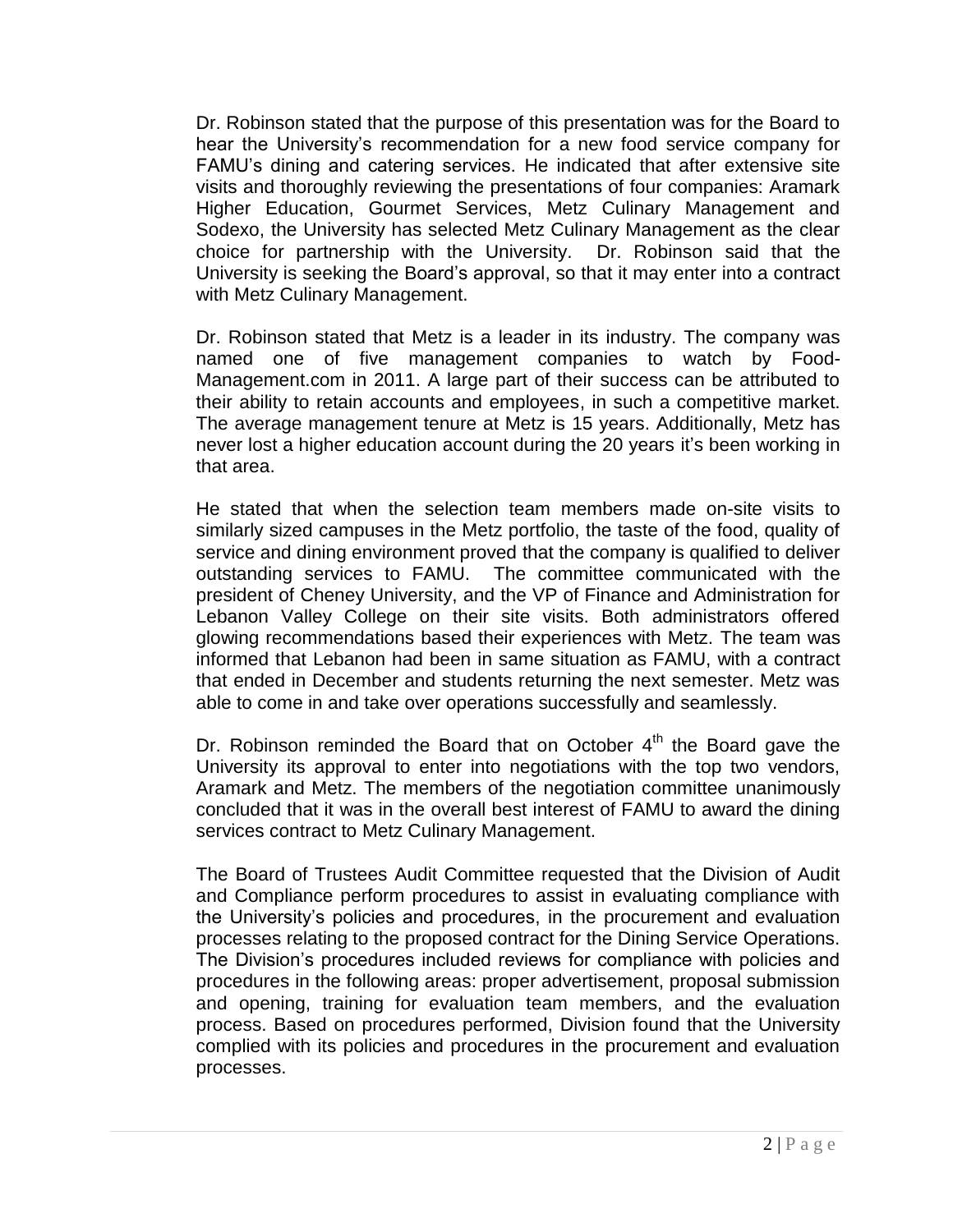Dr. Robinson stated that the purpose of this presentation was for the Board to hear the University's recommendation for a new food service company for FAMU's dining and catering services. He indicated that after extensive site visits and thoroughly reviewing the presentations of four companies: Aramark Higher Education, Gourmet Services, Metz Culinary Management and Sodexo, the University has selected Metz Culinary Management as the clear choice for partnership with the University. Dr. Robinson said that the University is seeking the Board's approval, so that it may enter into a contract with Metz Culinary Management.

Dr. Robinson stated that Metz is a leader in its industry. The company was named one of five management companies to watch by Food-Management.com in 2011. A large part of their success can be attributed to their ability to retain accounts and employees, in such a competitive market. The average management tenure at Metz is 15 years. Additionally, Metz has never lost a higher education account during the 20 years it's been working in that area.

He stated that when the selection team members made on-site visits to similarly sized campuses in the Metz portfolio, the taste of the food, quality of service and dining environment proved that the company is qualified to deliver outstanding services to FAMU. The committee communicated with the president of Cheney University, and the VP of Finance and Administration for Lebanon Valley College on their site visits. Both administrators offered glowing recommendations based their experiences with Metz. The team was informed that Lebanon had been in same situation as FAMU, with a contract that ended in December and students returning the next semester. Metz was able to come in and take over operations successfully and seamlessly.

Dr. Robinson reminded the Board that on October 4th the Board gave the University its approval to enter into negotiations with the top two vendors, Aramark and Metz. The members of the negotiation committee unanimously concluded that it was in the overall best interest of FAMU to award the dining services contract to Metz Culinary Management.

The Board of Trustees Audit Committee requested that the Division of Audit and Compliance perform procedures to assist in evaluating compliance with the University's policies and procedures, in the procurement and evaluation processes relating to the proposed contract for the Dining Service Operations. The Division's procedures included reviews for compliance with policies and procedures in the following areas: proper advertisement, proposal submission and opening, training for evaluation team members, and the evaluation process. Based on procedures performed, Division found that the University complied with its policies and procedures in the procurement and evaluation processes.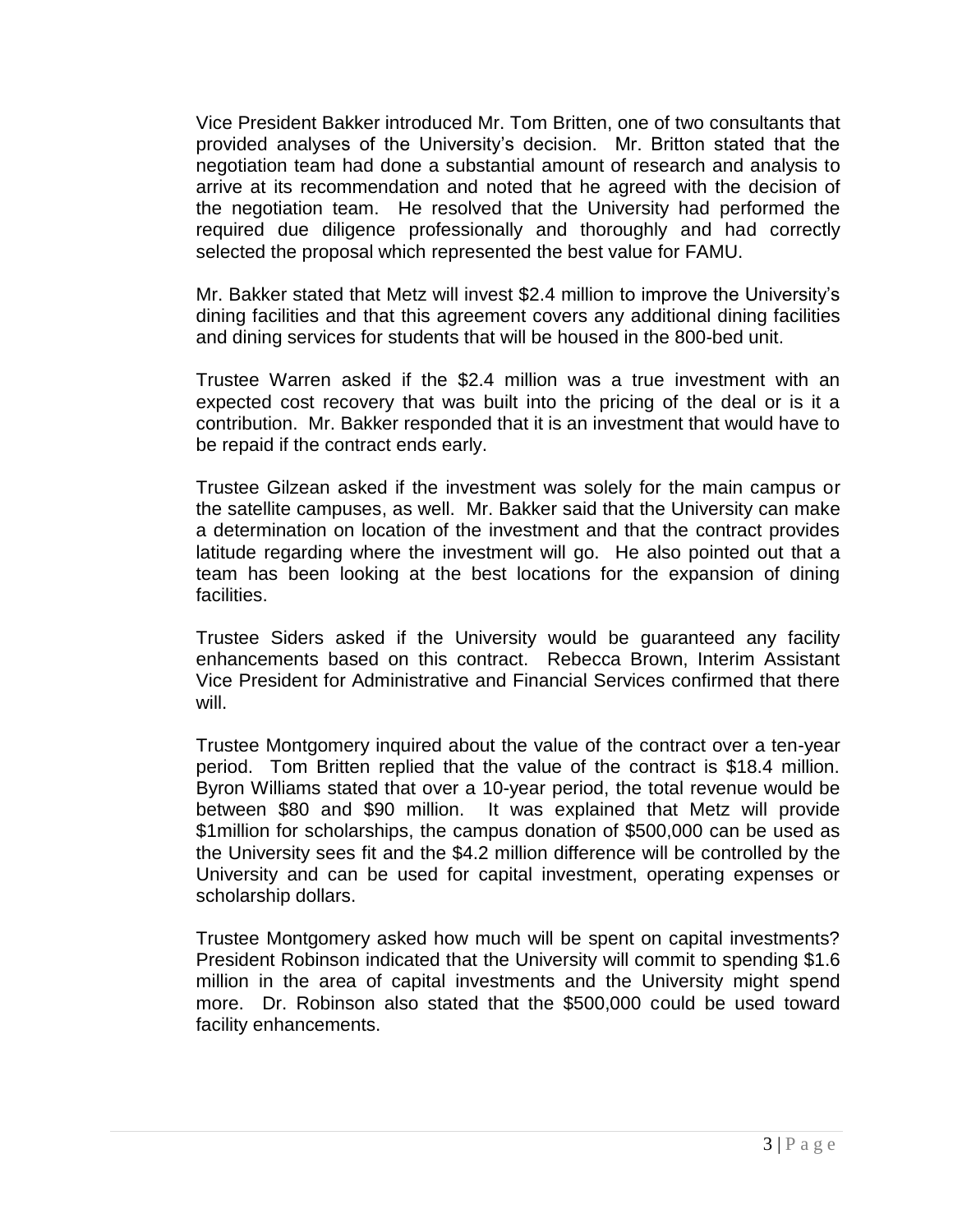Vice President Bakker introduced Mr. Tom Britten, one of two consultants that provided analyses of the University's decision. Mr. Britton stated that the negotiation team had done a substantial amount of research and analysis to arrive at its recommendation and noted that he agreed with the decision of the negotiation team. He resolved that the University had performed the required due diligence professionally and thoroughly and had correctly selected the proposal which represented the best value for FAMU.

Mr. Bakker stated that Metz will invest $2.4 million to improve the University's dining facilities and that this agreement covers any additional dining facilities and dining services for students that will be housed in the 800-bed unit.

Trustee Warren asked if the $2.4 million was a true investment with an expected cost recovery that was built into the pricing of the deal or is it a contribution. Mr. Bakker responded that it is an investment that would have to be repaid if the contract ends early.

Trustee Gilzean asked if the investment was solely for the main campus or the satellite campuses, as well. Mr. Bakker said that the University can make a determination on location of the investment and that the contract provides latitude regarding where the investment will go. He also pointed out that a team has been looking at the best locations for the expansion of dining facilities.

Trustee Siders asked if the University would be guaranteed any facility enhancements based on this contract. Rebecca Brown, Interim Assistant Vice President for Administrative and Financial Services confirmed that there will.

Trustee Montgomery inquired about the value of the contract over a ten-year period. Tom Britten replied that the value of the contract is $18.4 million. Byron Williams stated that over a 10-year period, the total revenue would be between $80 and $90 million. It was explained that Metz will provide $1million for scholarships, the campus donation of $500,000 can be used as the University sees fit and the $4.2 million difference will be controlled by the University and can be used for capital investment, operating expenses or scholarship dollars.

Trustee Montgomery asked how much will be spent on capital investments? President Robinson indicated that the University will commit to spending $1.6 million in the area of capital investments and the University might spend more. Dr. Robinson also stated that the $500,000 could be used toward facility enhancements.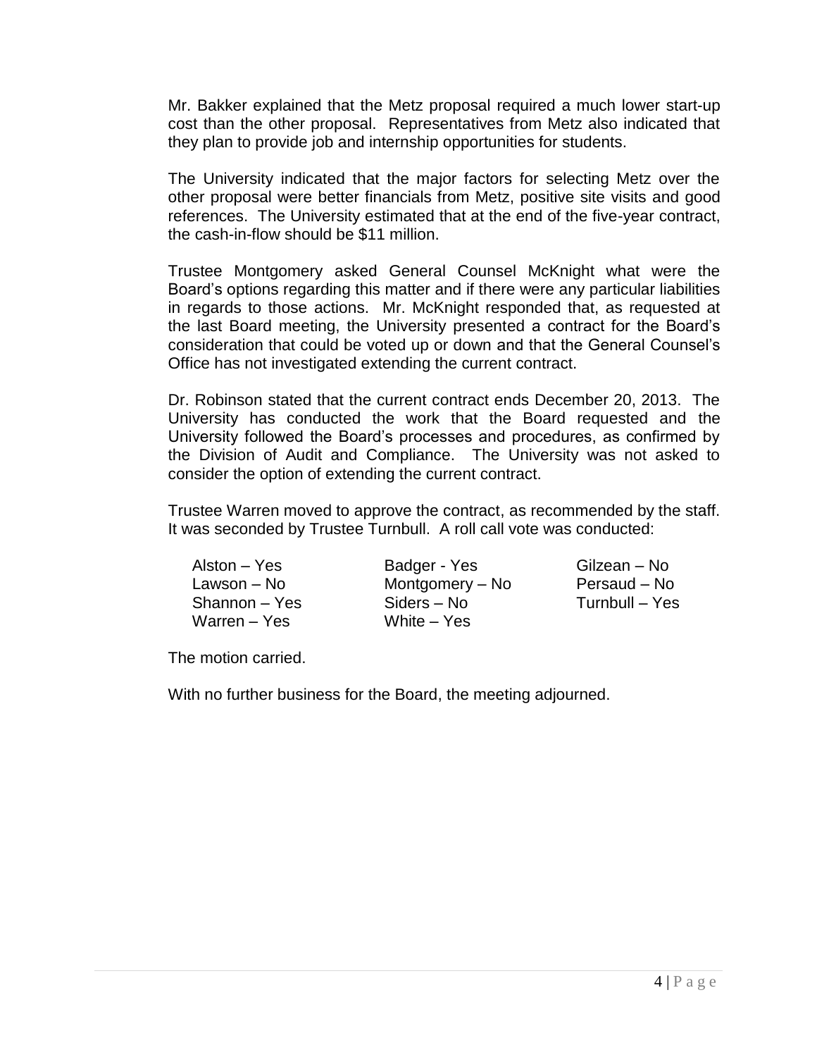Mr. Bakker explained that the Metz proposal required a much lower start-up cost than the other proposal. Representatives from Metz also indicated that they plan to provide job and internship opportunities for students.

The University indicated that the major factors for selecting Metz over the other proposal were better financials from Metz, positive site visits and good references. The University estimated that at the end of the five-year contract, the cash-in-flow should be $11 million.

Trustee Montgomery asked General Counsel McKnight what were the Board's options regarding this matter and if there were any particular liabilities in regards to those actions. Mr. McKnight responded that, as requested at the last Board meeting, the University presented a contract for the Board's consideration that could be voted up or down and that the General Counsel's Office has not investigated extending the current contract.

Dr. Robinson stated that the current contract ends December 20, 2013. The University has conducted the work that the Board requested and the University followed the Board's processes and procedures, as confirmed by the Division of Audit and Compliance. The University was not asked to consider the option of extending the current contract.

Trustee Warren moved to approve the contract, as recommended by the staff. It was seconded by Trustee Turnbull. A roll call vote was conducted:

| | | |
|---|---|---|
| Alston – Yes | Badger - Yes | Gilzean – No |
| Lawson – No | Montgomery – No | Persaud – No |
| Shannon – Yes | Siders – No | Turnbull – Yes |
| Warren – Yes | White – Yes | |

The motion carried.

With no further business for the Board, the meeting adjourned.